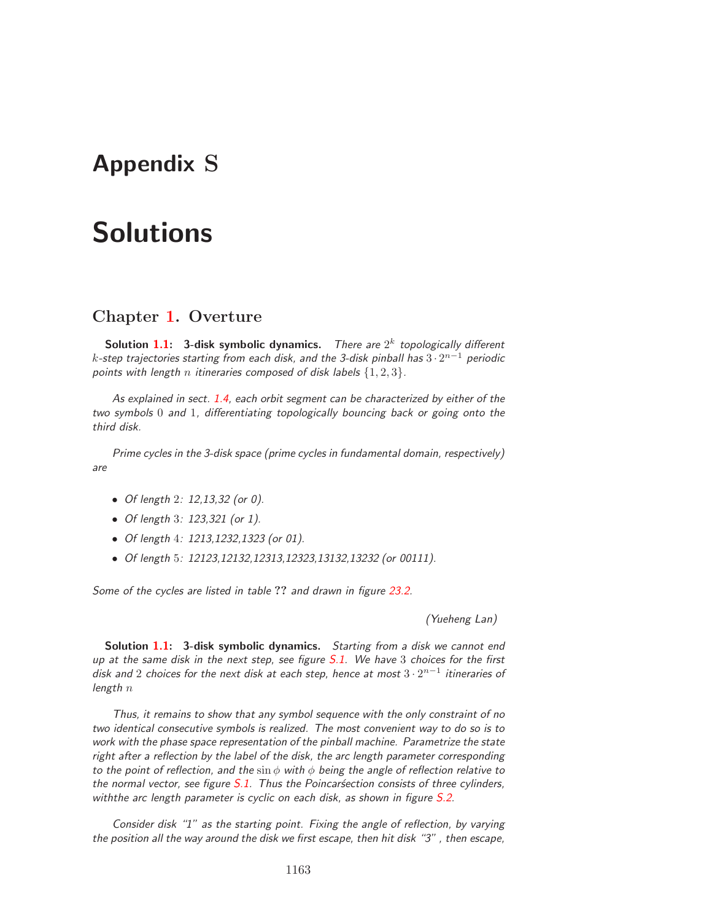# Appendix S

# Solutions

## Chapter 1. Overture

**Solution 1.1: 3-disk symbolic dynamics.** *There are $2^k$ topologically different $k$-step trajectories starting from each disk, and the 3-disk pinball has $3 \cdot 2^{n-1}$ periodic points with length $n$ itineraries composed of disk labels $\{1, 2, 3\}$.*

*As explained in sect. 1.4, each orbit segment can be characterized by either of the two symbols 0 and 1, differentiating topologically bouncing back or going onto the third disk.*

*Prime cycles in the 3-disk space (prime cycles in fundamental domain, respectively) are*

- *Of length 2: 12,13,32 (or 0).*
- *Of length 3: 123,321 (or 1).*
- *Of length 4: 1213,1232,1323 (or 01).*
- *Of length 5: 12123,12132,12313,12323,13132,13232 (or 00111).*

*Some of the cycles are listed in table ?? and drawn in figure 23.2.*

*(Yueheng Lan)*

**Solution 1.1: 3-disk symbolic dynamics.** *Starting from a disk we cannot end up at the same disk in the next step, see figure S.1. We have 3 choices for the first disk and 2 choices for the next disk at each step, hence at most $3 \cdot 2^{n-1}$ itineraries of length $n$*

*Thus, it remains to show that any symbol sequence with the only constraint of no two identical consecutive symbols is realized. The most convenient way to do so is to work with the phase space representation of the pinball machine. Parametrize the state right after a reflection by the label of the disk, the arc length parameter corresponding to the point of reflection, and the $\sin \phi$ with $\phi$ being the angle of reflection relative to the normal vector, see figure S.1. Thus the Poincarśection consists of three cylinders, withthe arc length parameter is cyclic on each disk, as shown in figure S.2.*

*Consider disk "1" as the starting point. Fixing the angle of reflection, by varying the position all the way around the disk we first escape, then hit disk "3" , then escape,*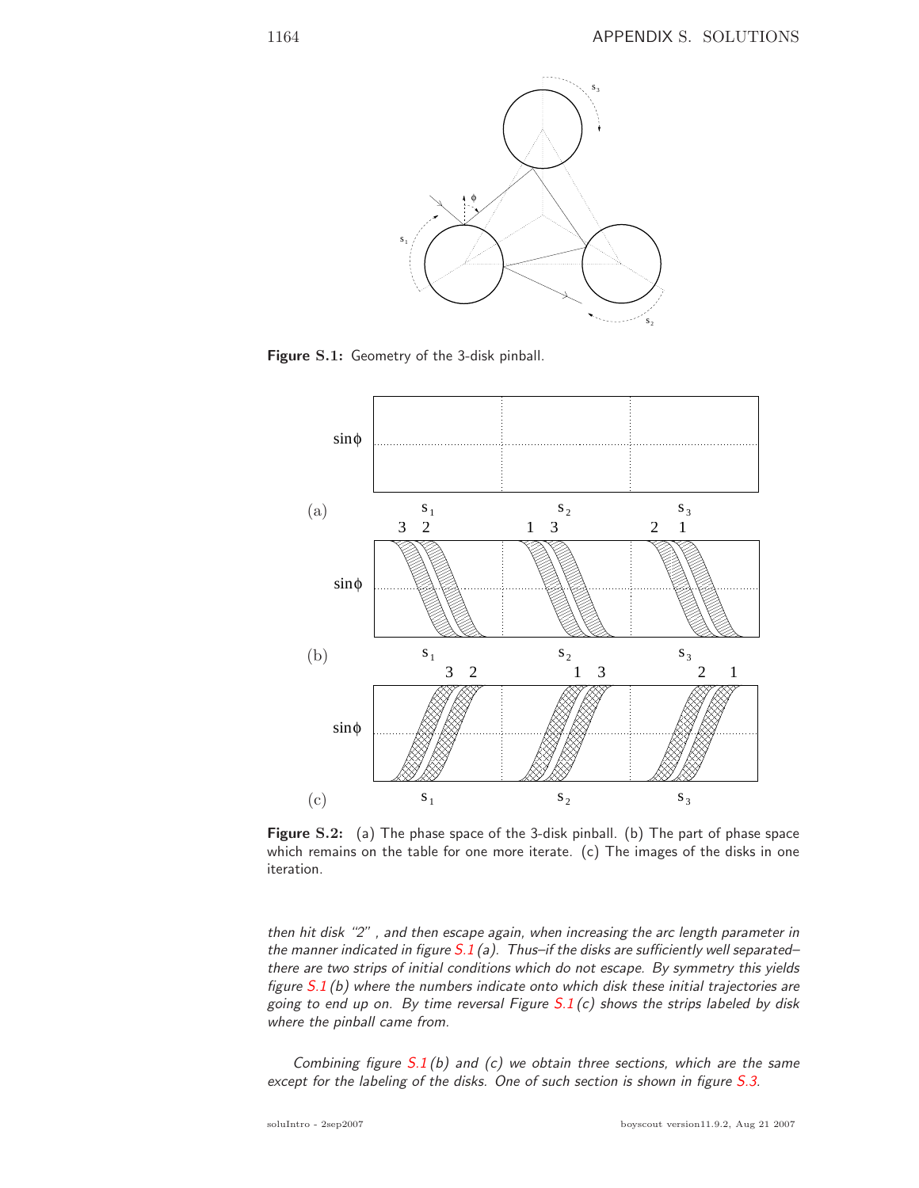**Figure S.1:** Geometry of the 3-disk pinball.

**Figure S.2:** (a) The phase space of the 3-disk pinball. (b) The part of phase space which remains on the table for one more iterate. (c) The images of the disks in one iteration.

*then hit disk "2" , and then escape again, when increasing the arc length parameter in the manner indicated in figure S.1 (a). Thus–if the disks are sufficiently well separated– there are two strips of initial conditions which do not escape. By symmetry this yields figure S.1 (b) where the numbers indicate onto which disk these initial trajectories are going to end up on. By time reversal Figure S.1 (c) shows the strips labeled by disk where the pinball came from.*

*Combining figure S.1 (b) and (c) we obtain three sections, which are the same except for the labeling of the disks. One of such section is shown in figure S.3.*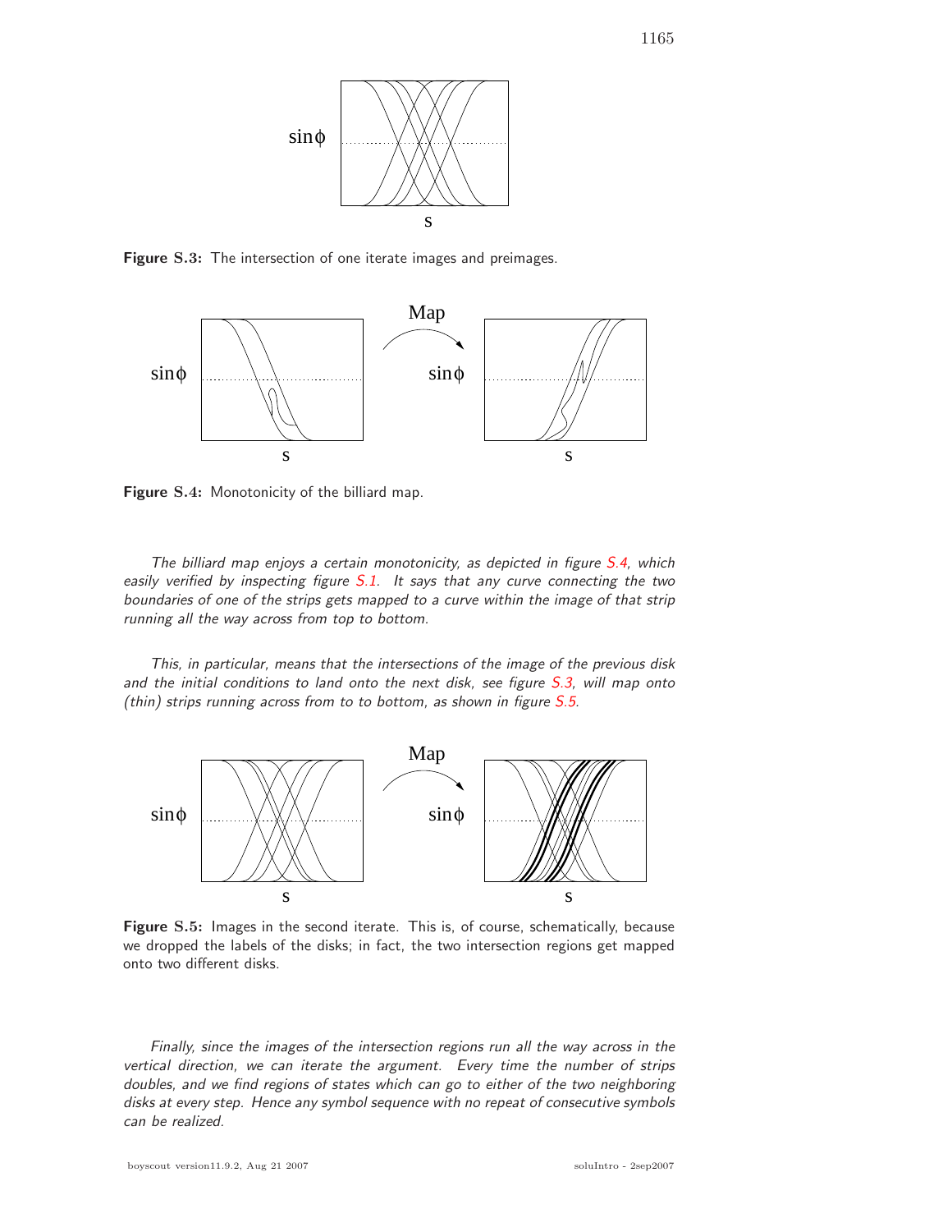**Figure S.3:** The intersection of one iterate images and preimages.

**Figure S.4:** Monotonicity of the billiard map.

*The billiard map enjoys a certain monotonicity, as depicted in figure S.4, which easily verified by inspecting figure S.1. It says that any curve connecting the two boundaries of one of the strips gets mapped to a curve within the image of that strip running all the way across from top to bottom.*

*This, in particular, means that the intersections of the image of the previous disk and the initial conditions to land onto the next disk, see figure S.3, will map onto (thin) strips running across from to to bottom, as shown in figure S.5.*

**Figure S.5:** Images in the second iterate. This is, of course, schematically, because we dropped the labels of the disks; in fact, the two intersection regions get mapped onto two different disks.

*Finally, since the images of the intersection regions run all the way across in the vertical direction, we can iterate the argument. Every time the number of strips doubles, and we find regions of states which can go to either of the two neighboring disks at every step. Hence any symbol sequence with no repeat of consecutive symbols can be realized.*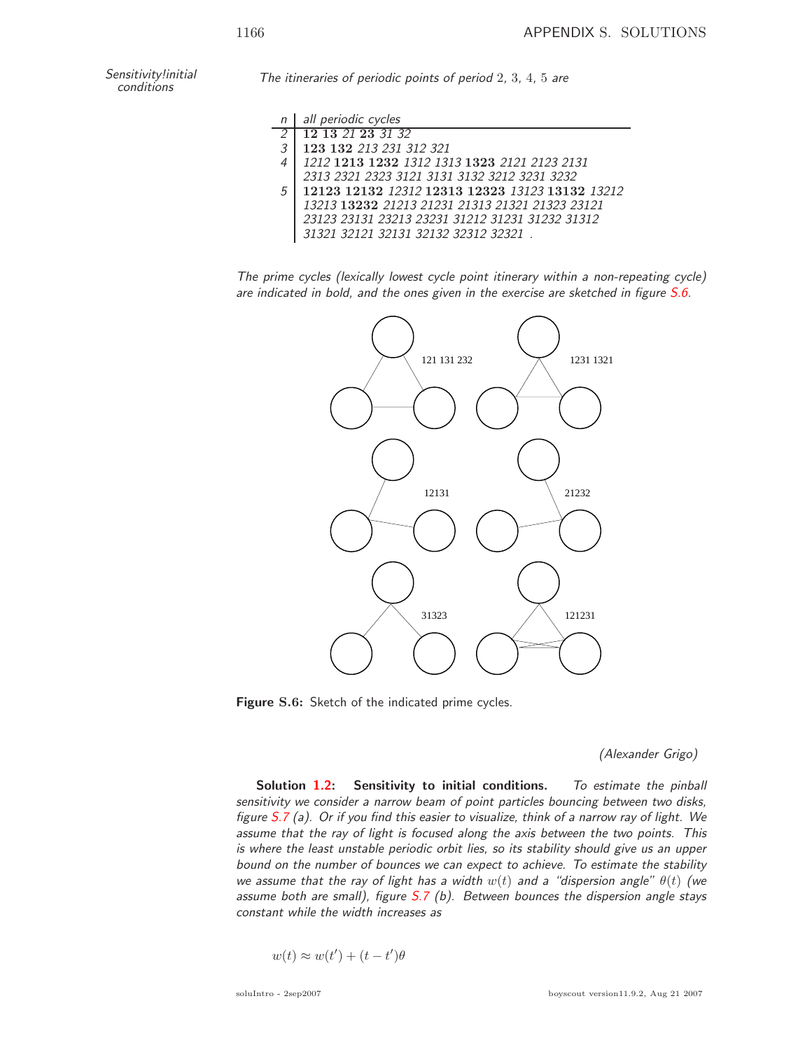Sensitivity!initial conditions

*The itineraries of periodic points of period 2, 3, 4, 5 are*

| *n* | *all periodic cycles* |
|---|---|
| *2* | **12 13** *21* **23** *31 32* |
| *3* | **123 132** *213 231 312 321* |
| *4* | *1212* **1213 1232** *1312 1313* **1323** *2121 2123 2131 2313 2321 2323 3121 3131 3132 3212 3231 3232* |
| *5* | **12123 12132** *12312* **12313 12323** *13123* **13132** *13212 13213* **13232** *21213 21231 21313 21321 21323 23121 23123 23131 23213 23231 31212 31231 31232 31312 31321 32121 32131 32132 32312 32321* . |

*The prime cycles (lexically lowest cycle point itinerary within a non-repeating cycle) are indicated in bold, and the ones given in the exercise are sketched in figure S.6.*

**Figure S.6:** Sketch of the indicated prime cycles.

*(Alexander Grigo)*

**Solution 1.2: Sensitivity to initial conditions.** *To estimate the pinball sensitivity we consider a narrow beam of point particles bouncing between two disks, figure S.7 (a). Or if you find this easier to visualize, think of a narrow ray of light. We assume that the ray of light is focused along the axis between the two points. This is where the least unstable periodic orbit lies, so its stability should give us an upper bound on the number of bounces we can expect to achieve. To estimate the stability we assume that the ray of light has a width $w(t)$ and a "dispersion angle" $\theta(t)$ (we assume both are small), figure S.7 (b). Between bounces the dispersion angle stays constant while the width increases as*

$$w(t) \approx w(t') + (t - t')\theta$$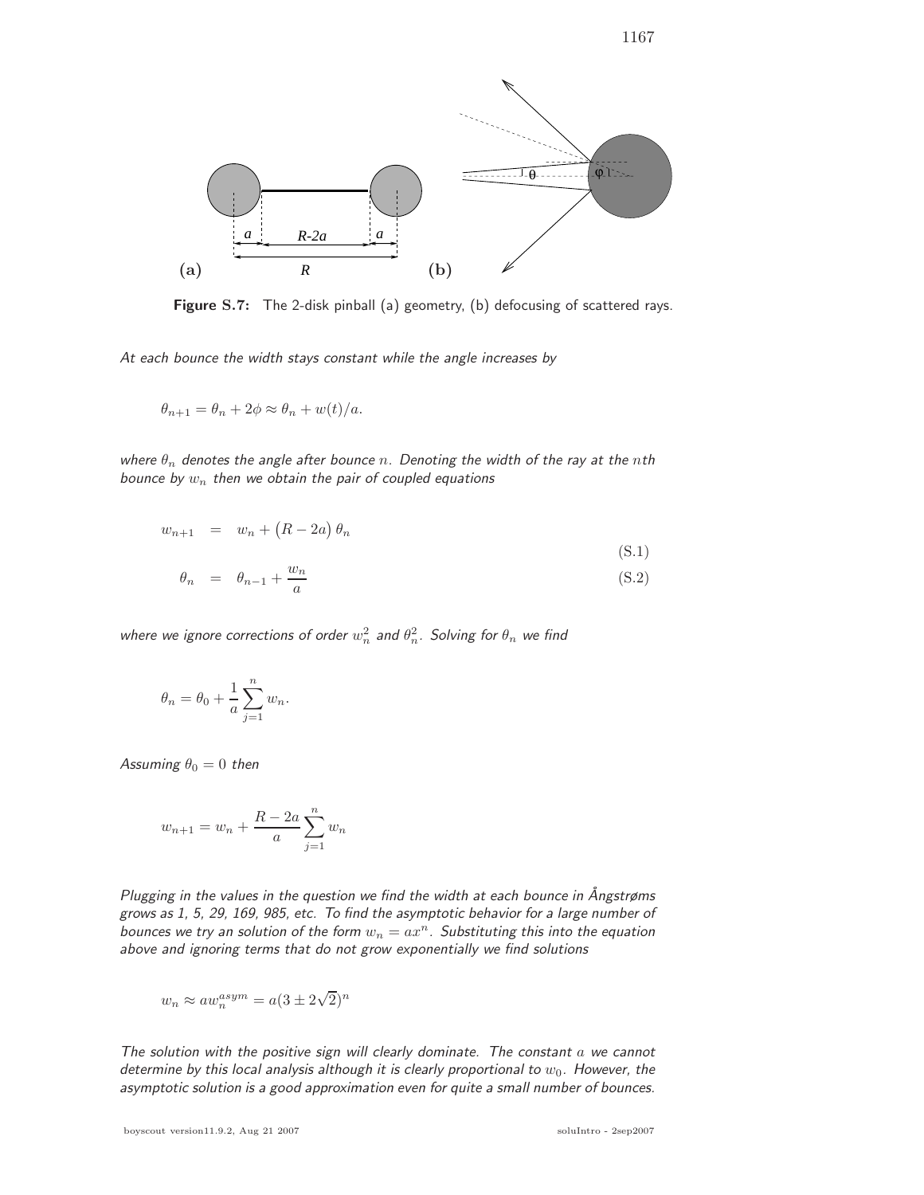**Figure S.7:** The 2-disk pinball (a) geometry, (b) defocusing of scattered rays.

*At each bounce the width stays constant while the angle increases by*

$$\theta_{n+1} = \theta_n + 2\phi \approx \theta_n + w(t)/a.$$

*where $\theta_n$ denotes the angle after bounce $n$. Denoting the width of the ray at the $n$th bounce by $w_n$ then we obtain the pair of coupled equations*

$$w_{n+1} = w_n + \left(R - 2a\right)\theta_n \tag{S.1}$$

$$\theta_n = \theta_{n-1} + \frac{w_n}{a} \tag{S.2}$$

*where we ignore corrections of order $w_n^2$ and $\theta_n^2$. Solving for $\theta_n$ we find*

$$\theta_n = \theta_0 + \frac{1}{a}\sum_{j=1}^{n} w_n.$$

*Assuming $\theta_0 = 0$ then*

$$w_{n+1} = w_n + \frac{R-2a}{a}\sum_{j=1}^{n} w_n$$

*Plugging in the values in the question we find the width at each bounce in Ångstrøms grows as 1, 5, 29, 169, 985, etc. To find the asymptotic behavior for a large number of bounces we try an solution of the form $w_n = ax^n$. Substituting this into the equation above and ignoring terms that do not grow exponentially we find solutions*

$$w_n \approx a w_n^{asym} = a(3 \pm 2\sqrt{2})^n$$

*The solution with the positive sign will clearly dominate. The constant $a$ we cannot determine by this local analysis although it is clearly proportional to $w_0$. However, the asymptotic solution is a good approximation even for quite a small number of bounces.*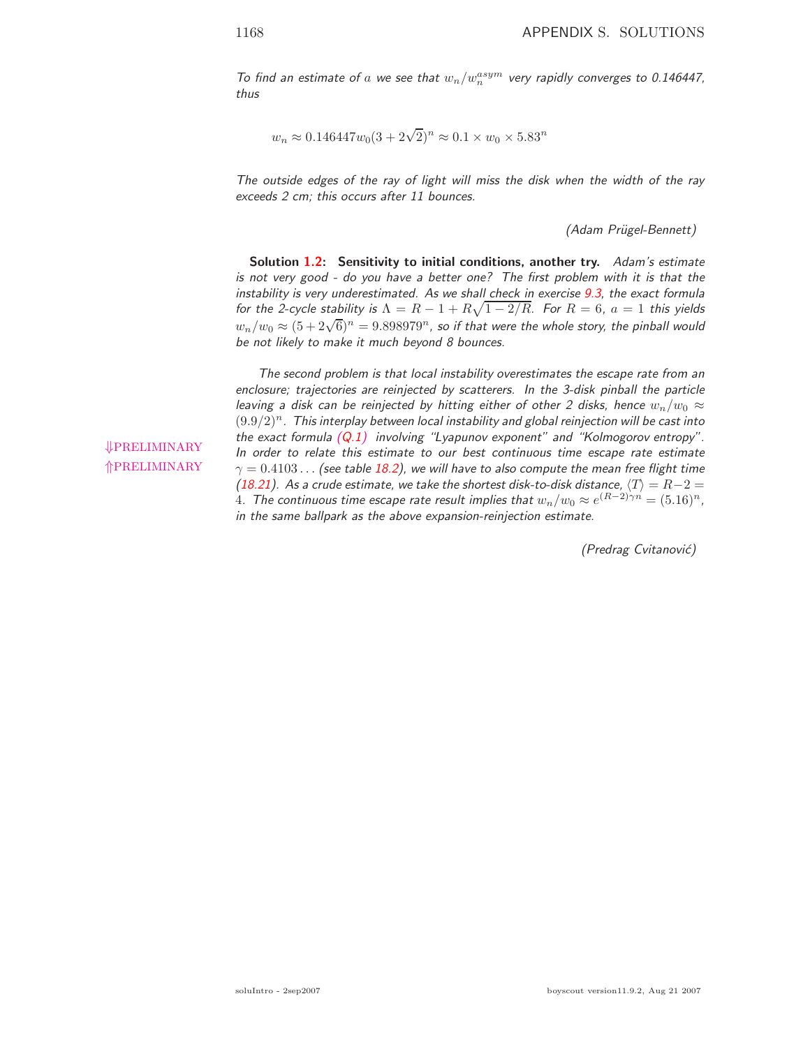*To find an estimate of $a$ we see that $w_n/w_n^{asym}$ very rapidly converges to 0.146447, thus*

$$w_n \approx 0.146447 w_0 (3 + 2\sqrt{2})^n \approx 0.1 \times w_0 \times 5.83^n$$

*The outside edges of the ray of light will miss the disk when the width of the ray exceeds 2 cm; this occurs after 11 bounces.*

*(Adam Prügel-Bennett)*

**Solution 1.2: Sensitivity to initial conditions, another try.** *Adam's estimate is not very good - do you have a better one? The first problem with it is that the instability is very underestimated. As we shall check in exercise 9.3, the exact formula for the 2-cycle stability is $\Lambda = R - 1 + R\sqrt{1 - 2/R}$. For $R = 6$, $a = 1$ this yields $w_n/w_0 \approx (5 + 2\sqrt{6})^n = 9.898979^n$, so if that were the whole story, the pinball would be not likely to make it much beyond 8 bounces.*

*The second problem is that local instability overestimates the escape rate from an enclosure; trajectories are reinjected by scatterers. In the 3-disk pinball the particle leaving a disk can be reinjected by hitting either of other 2 disks, hence $w_n/w_0 \approx (9.9/2)^n$. This interplay between local instability and global reinjection will be cast into the exact formula (Q.1) involving "Lyapunov exponent" and "Kolmogorov entropy".*

⇓PRELIMINARY
⇑PRELIMINARY

*In order to relate this estimate to our best continuous time escape rate estimate $\gamma = 0.4103\ldots$ (see table 18.2), we will have to also compute the mean free flight time (18.21). As a crude estimate, we take the shortest disk-to-disk distance, $\langle T \rangle = R - 2 = 4$. The continuous time escape rate result implies that $w_n/w_0 \approx e^{(R-2)\gamma n} = (5.16)^n$, in the same ballpark as the above expansion-reinjection estimate.*

*(Predrag Cvitanović)*